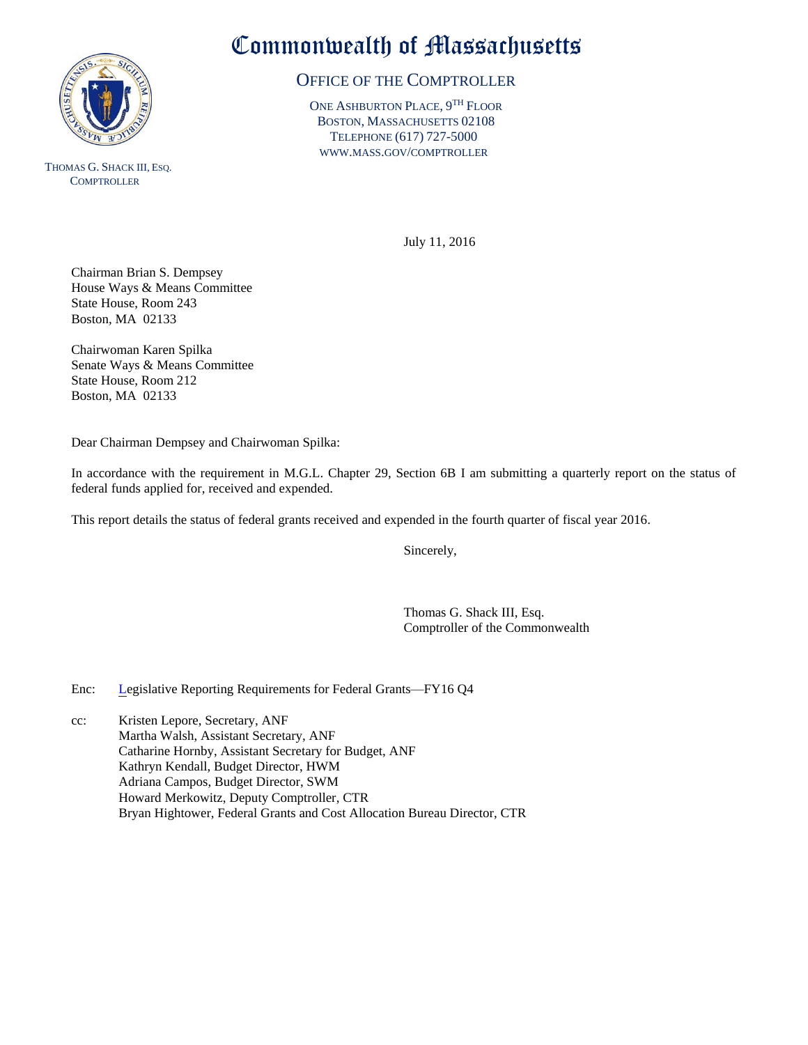# Commonwealth of Massachusetts

## Office of the Comptroller

One Ashburton Place, 9th Floor
Boston, Massachusetts 02108
Telephone (617) 727-5000
www.mass.gov/comptroller

Thomas G. Shack III, Esq.
Comptroller

July 11, 2016

Chairman Brian S. Dempsey
House Ways & Means Committee
State House, Room 243
Boston, MA 02133

Chairwoman Karen Spilka
Senate Ways & Means Committee
State House, Room 212
Boston, MA 02133

Dear Chairman Dempsey and Chairwoman Spilka:

In accordance with the requirement in M.G.L. Chapter 29, Section 6B I am submitting a quarterly report on the status of federal funds applied for, received and expended.

This report details the status of federal grants received and expended in the fourth quarter of fiscal year 2016.

Sincerely,

Thomas G. Shack III, Esq.
Comptroller of the Commonwealth

Enc: Legislative Reporting Requirements for Federal Grants—FY16 Q4

cc: Kristen Lepore, Secretary, ANF
Martha Walsh, Assistant Secretary, ANF
Catharine Hornby, Assistant Secretary for Budget, ANF
Kathryn Kendall, Budget Director, HWM
Adriana Campos, Budget Director, SWM
Howard Merkowitz, Deputy Comptroller, CTR
Bryan Hightower, Federal Grants and Cost Allocation Bureau Director, CTR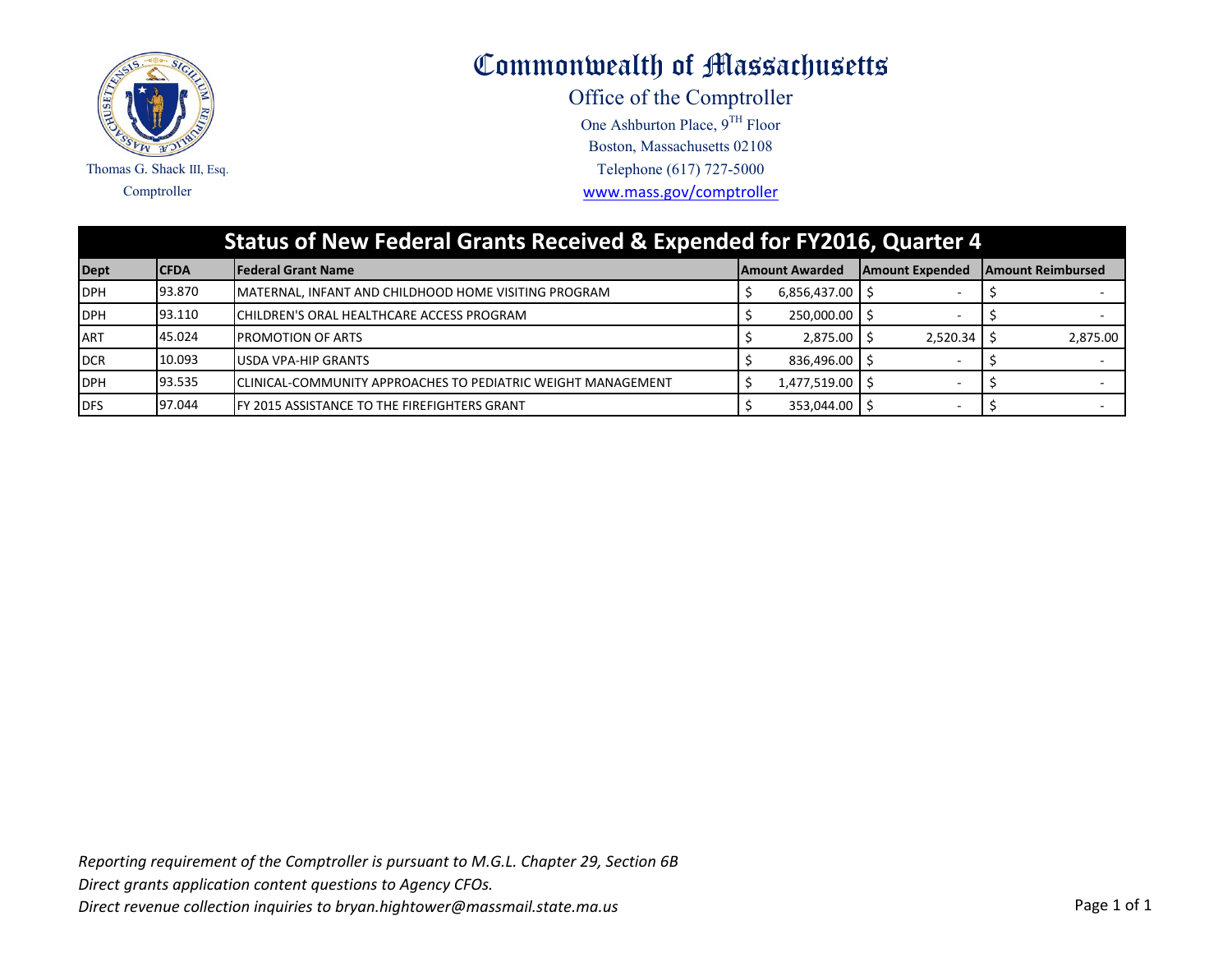# Commonwealth of Massachusetts

## Office of the Comptroller

One Ashburton Place, 9TH Floor
Boston, Massachusetts 02108
Telephone (617) 727-5000
www.mass.gov/comptroller

Thomas G. Shack III, Esq.
Comptroller

## Status of New Federal Grants Received & Expended for FY2016, Quarter 4

| Dept | CFDA | Federal Grant Name | Amount Awarded | Amount Expended | Amount Reimbursed |
|---|---|---|---|---|---|
| DPH | 93.870 | MATERNAL, INFANT AND CHILDHOOD HOME VISITING PROGRAM | $ 6,856,437.00 | $ - | $ - |
| DPH | 93.110 | CHILDREN'S ORAL HEALTHCARE ACCESS PROGRAM | $ 250,000.00 | $ - | $ - |
| ART | 45.024 | PROMOTION OF ARTS | $ 2,875.00 | $ 2,520.34 | $ 2,875.00 |
| DCR | 10.093 | USDA VPA-HIP GRANTS | $ 836,496.00 | $ - | $ - |
| DPH | 93.535 | CLINICAL-COMMUNITY APPROACHES TO PEDIATRIC WEIGHT MANAGEMENT | $ 1,477,519.00 | $ - | $ - |
| DFS | 97.044 | FY 2015 ASSISTANCE TO THE FIREFIGHTERS GRANT | $ 353,044.00 | $ - | $ - |

*Reporting requirement of the Comptroller is pursuant to M.G.L. Chapter 29, Section 6B*
*Direct grants application content questions to Agency CFOs.*
*Direct revenue collection inquiries to bryan.hightower@massmail.state.ma.us*